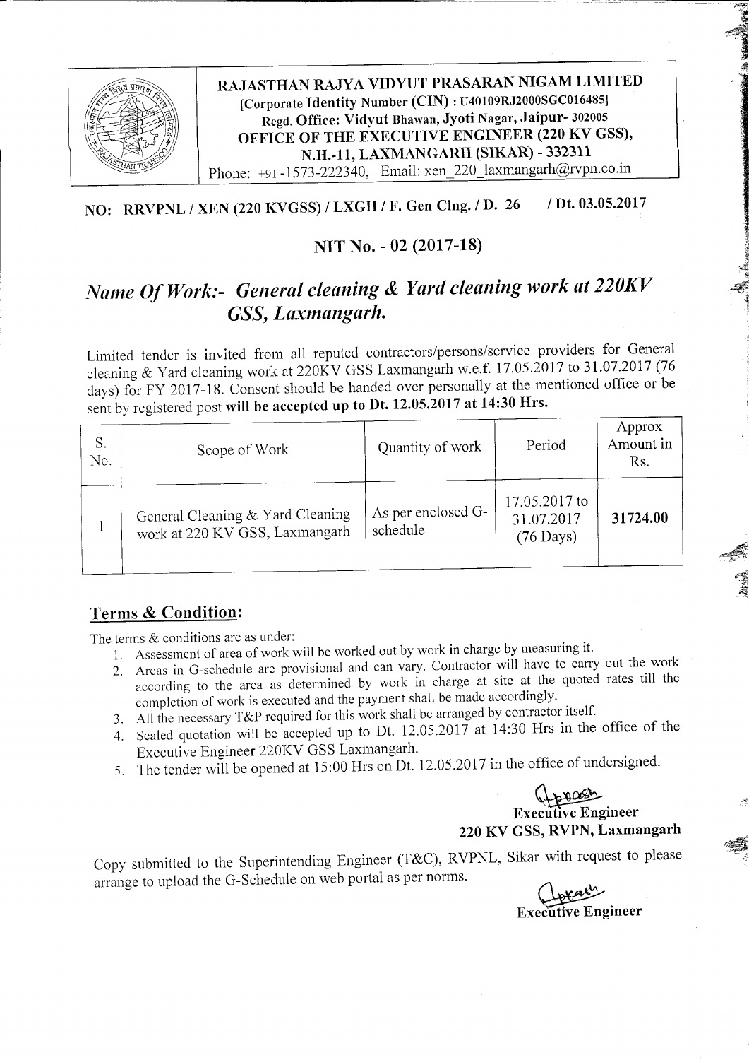**RAJASTHAN RAJYA VIDYUT PRASARAN NIGAM LIMITED**
**[Corporate Identity Number (CIN) : U40109RJ2000SGC016485]**
**Regd. Office: Vidyut Bhawan, Jyoti Nagar, Jaipur- 302005**
**OFFICE OF THE EXECUTIVE ENGINEER (220 KV GSS),**
**N.H.-11, LAXMANGARH (SIKAR) - 332311**
Phone: +91 -1573-222340, Email: xen_220_laxmangarh@rvpn.co.in

**NO: RRVPNL / XEN (220 KVGSS) / LXGH / F. Gen Clng. / D. 26 / Dt. 03.05.2017**

## NIT No. - 02 (2017-18)

## *Name Of Work:- General cleaning & Yard cleaning work at 220KV GSS, Laxmangarh.*

Limited tender is invited from all reputed contractors/persons/service providers for General cleaning & Yard cleaning work at 220KV GSS Laxmangarh w.e.f. 17.05.2017 to 31.07.2017 (76 days) for FY 2017-18. Consent should be handed over personally at the mentioned office or be sent by registered post **will be accepted up to Dt. 12.05.2017 at 14:30 Hrs.**

| S. No. | Scope of Work | Quantity of work | Period | Approx Amount in Rs. |
|---|---|---|---|---|
| 1 | General Cleaning & Yard Cleaning work at 220 KV GSS, Laxmangarh | As per enclosed G-schedule | 17.05.2017 to 31.07.2017 (76 Days) | **31724.00** |

### Terms & Condition:

The terms & conditions are as under:

1. Assessment of area of work will be worked out by work in charge by measuring it.
2. Areas in G-schedule are provisional and can vary. Contractor will have to carry out the work according to the area as determined by work in charge at site at the quoted rates till the completion of work is executed and the payment shall be made accordingly.
3. All the necessary T&P required for this work shall be arranged by contractor itself.
4. Sealed quotation will be accepted up to Dt. 12.05.2017 at 14:30 Hrs in the office of the Executive Engineer 220KV GSS Laxmangarh.
5. The tender will be opened at 15:00 Hrs on Dt. 12.05.2017 in the office of undersigned.

**Executive Engineer**
**220 KV GSS, RVPN, Laxmangarh**

Copy submitted to the Superintending Engineer (T&C), RVPNL, Sikar with request to please arrange to upload the G-Schedule on web portal as per norms.

**Executive Engineer**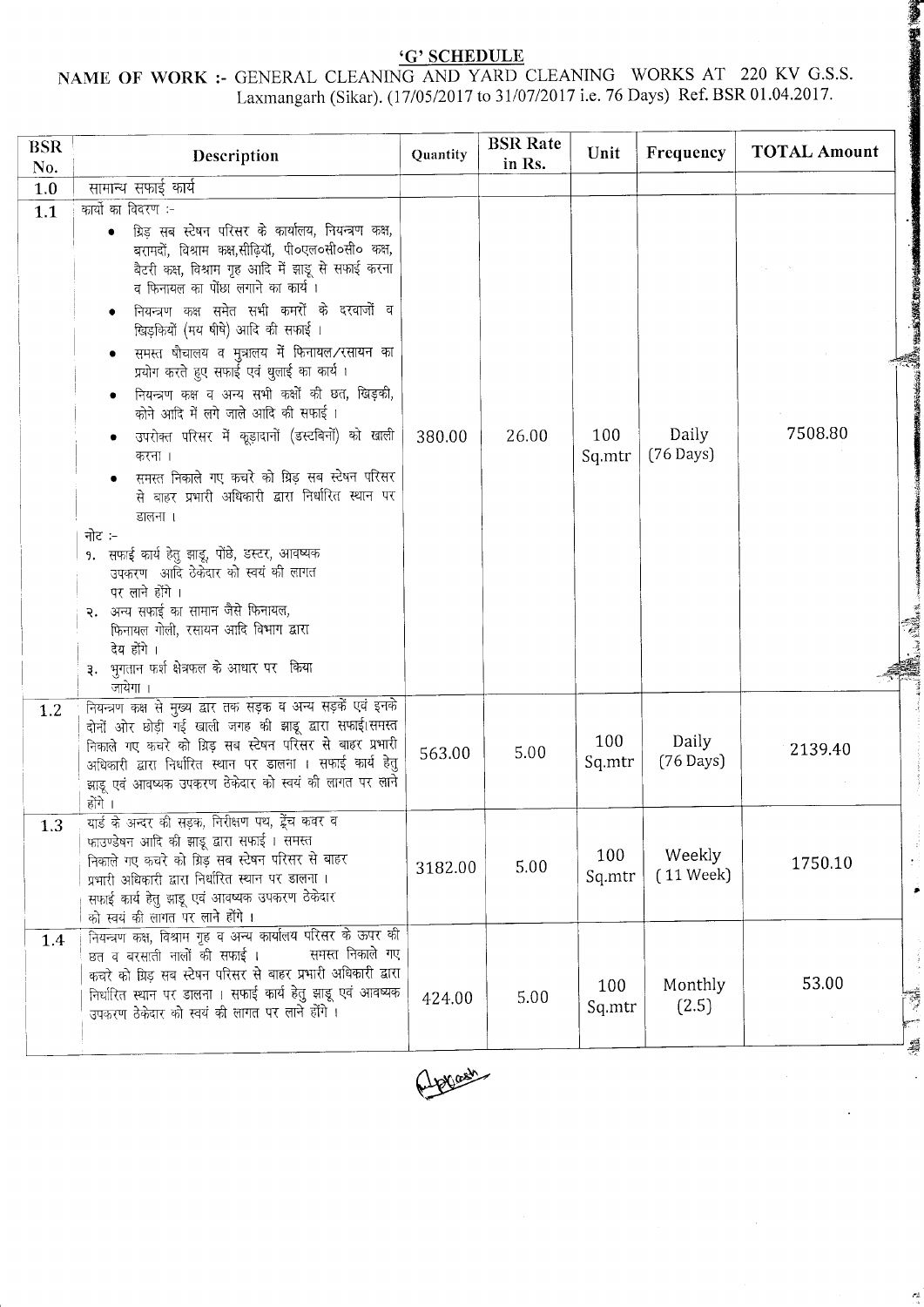## 'G' SCHEDULE

**NAME OF WORK :-** GENERAL CLEANING AND YARD CLEANING WORKS AT 220 KV G.S.S. Laxmangarh (Sikar). (17/05/2017 to 31/07/2017 i.e. 76 Days) Ref. BSR 01.04.2017.

| BSR No. | Description | Quantity | BSR Rate in Rs. | Unit | Frequency | TOTAL Amount |
|---|---|---|---|---|---|---|
| 1.0 | सामान्य सफाई कार्य | | | | | |
| 1.1 | कार्यो का विवरण :- <br>• ग्रिड़ सब स्टेषन परिसर के कार्यालय, नियन्त्रण कक्ष, बरामदों, विश्राम कक्ष,सीढ़ियॉ, पी०एल०सी०सी० कक्ष, बैटरी कक्ष, विश्राम गृह आदि में झाडू से सफाई करना व फिनायल का पोंछा लगाने का कार्य । <br>• नियन्त्रण कक्ष समेत सभी कमरों के दरवाजों व खिड़कियों (मय षीषे) आदि की सफाई । <br>• समस्त षौचालय व मुत्रालय में फिनायल/रसायन का प्रयोग करते हुए सफाई एवं धुलाई का कार्य । <br>• नियन्त्रण कक्ष व अन्य सभी कक्षों की छत, खिड़की, कोने आदि में लगे जाले आदि की सफाई । <br>• उपरोक्त परिसर में कूड़ादानों (डस्टबिनों) को खाली करना । <br>• समस्त निकाले गए कचरे को ग्रिड़ सब स्टेषन परिसर से बाहर प्रभारी अधिकारी द्वारा निर्धारित स्थान पर डालना । <br>नोट :- <br>१. सफाई कार्य हेतु झाडू, पोंछे, डस्टर, आवष्यक उपकरण आदि ठेकेदार को स्वयं की लागत पर लाने होंगे । <br>२. अन्य सफाई का सामान जैसे फिनायल, फिनायल गोली, रसायन आदि विभाग द्वारा देय होंगे । <br>३. भुगतान फर्श क्षेत्रफल के आधार पर किया जायेगा । | 380.00 | 26.00 | 100 Sq.mtr | Daily (76 Days) | 7508.80 |
| 1.2 | नियन्त्रण कक्ष से मुख्य द्वार तक सड़क व अन्य सड़कें एवं इनके दोनों ओर छोड़ी गई खाली जगह की झाडू द्वारा सफाई।समस्त निकाले गए कचरे को ग्रिड़ सब स्टेषन परिसर से बाहर प्रभारी अधिकारी द्वारा निर्धारित स्थान पर डालना । सफाई कार्य हेतु झाडू एवं आवष्यक उपकरण ठेकेदार को स्वयं की लागत पर लाने होंगे । | 563.00 | 5.00 | 100 Sq.mtr | Daily (76 Days) | 2139.40 |
| 1.3 | यार्ड के अन्दर की सड़क, निरीक्षण पथ, ट्रेंच कवर व फाउण्डेषन आदि की झाडू द्वारा सफाई । समस्त निकाले गए कचरे को ग्रिड़ सब स्टेषन परिसर से बाहर प्रभारी अधिकारी द्वारा निर्धारित स्थान पर डालना । सफाई कार्य हेतु झाडू एवं आवष्यक उपकरण ठेकेदार को स्वयं की लागत पर लाने होंगे । | 3182.00 | 5.00 | 100 Sq.mtr | Weekly (11 Week) | 1750.10 |
| 1.4 | नियन्त्रण कक्ष, विश्राम गृह व अन्य कार्यालय परिसर के ऊपर की छत व बरसाती नालों की सफाई । समस्त निकाले गए कचरे को ग्रिड़ सब स्टेषन परिसर से बाहर प्रभारी अधिकारी द्वारा निर्धारित स्थान पर डालना । सफाई कार्य हेतु झाडू एवं आवष्यक उपकरण ठेकेदार को स्वयं की लागत पर लाने होंगे । | 424.00 | 5.00 | 100 Sq.mtr | Monthly (2.5) | 53.00 |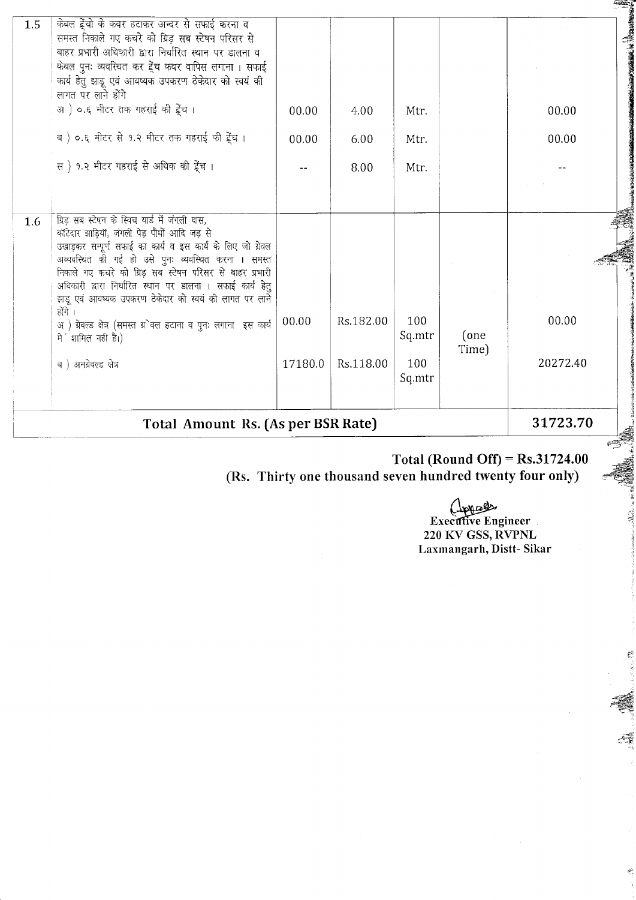| | | | | | | |
|---|---|---|---|---|---|---|
| 1.5 | केबल ट्रेंचो के कवर हटाकर अन्दर से सफाई करना व समस्त निकाले गए कचरे को ग्रिड़ सब स्टेषन परिसर से बाहर प्रभारी अधिकारी द्वारा निर्धारित स्थान पर डालना व केबल पुनः व्यवस्थित कर ट्रेंच कवर वापिस लगाना । सफाई कार्य हेतु झाडू एवं आवष्यक उपकरण ठेकेदार को स्वयं की लागत पर लाने होंगे | | | | | |
| | अ ) ०.६ मीटर तक गहराई की ट्रेंच । | 00.00 | 4.00 | Mtr. | | 00.00 |
| | ब ) ०.६ मीटर से १.२ मीटर तक गहराई की ट्रेंच । | 00.00 | 6.00 | Mtr. | | 00.00 |
| | स ) १.२ मीटर गहराई से अधिक की ट्रेंच । | -- | 8.00 | Mtr. | | -- |
| 1.6 | ग्रिड़ सब स्टेषन के स्विच यार्ड में जंगली घास, कॉटेदार झाड़ियॉ, जंगली पेड़ पौधों आदि जड़ से उखाड़कर सम्पूर्ण सफाई का कार्य व इस कार्य के लिए जो ग्रेवल अव्यवस्थित की गई हो उसे पुनः व्यवस्थित करना । समस्त निकाले गए कचरे को ग्रिड़ सब स्टेषन परिसर से बाहर प्रभारी अधिकारी द्वारा निर्धारित स्थान पर डालना । सफाई कार्य हेतु झाडू एवं आवष्यक उपकरण ठेकेदार को स्वयं की लागत पर लाने होंगे । | | | | | |
| | अ ) ग्रेवल्ड क्षेत्र (समस्त ग्रेवल हटाना व पुनः लगाना इस कार्य में शामिल नही है।) | 00.00 | Rs.182.00 | 100 Sq.mtr | (one Time) | 00.00 |
| | ब ) अनग्रेवल्ड क्षेत्र | 17180.0 | Rs.118.00 | 100 Sq.mtr | | 20272.40 |
| **Total Amount Rs. (As per BSR Rate)** | | | | | | **31723.70** |

**Total (Round Off) = Rs.31724.00**
**(Rs. Thirty one thousand seven hundred twenty four only)**

Approved

**Executive Engineer**
**220 KV GSS, RVPNL**
**Laxmangarh, Distt- Sikar**